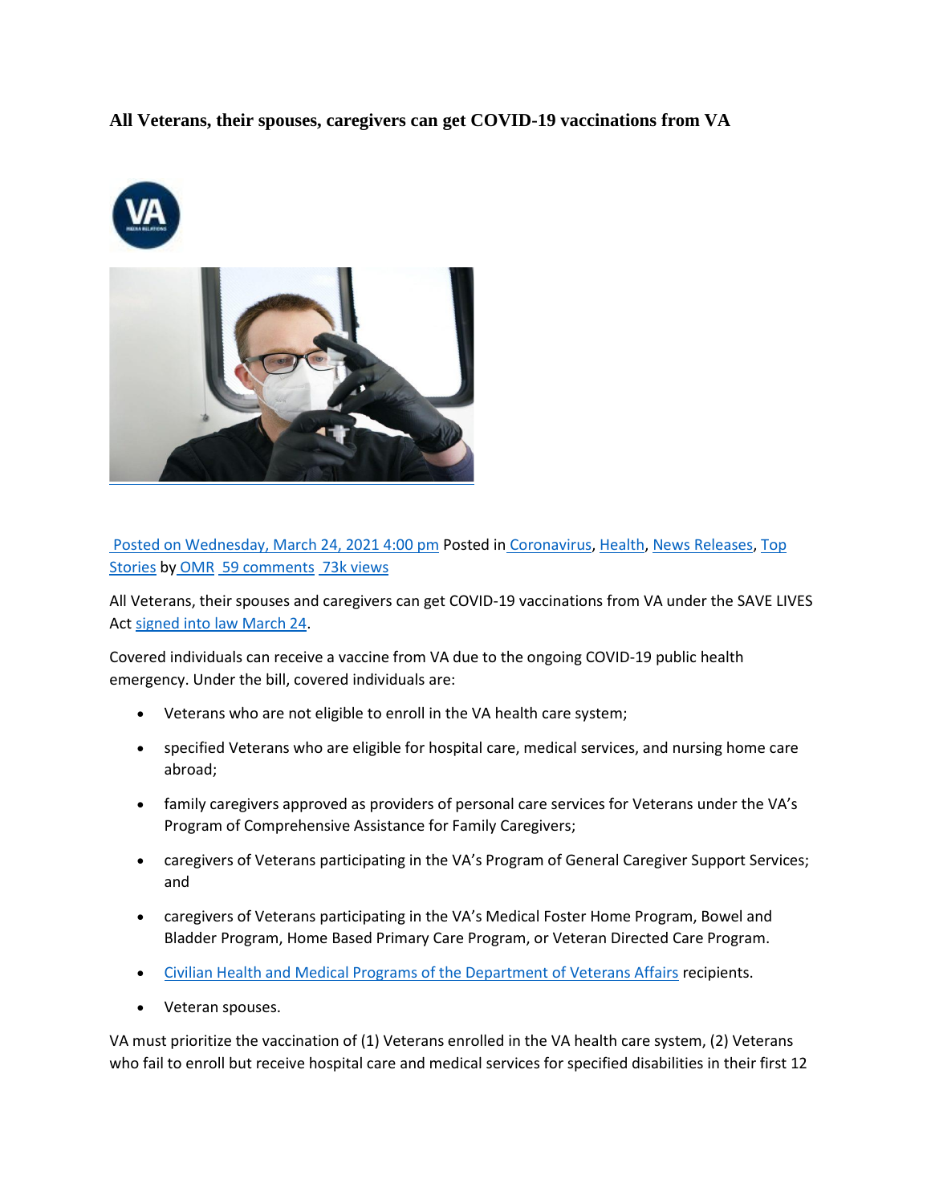# All Veterans, their spouses, caregivers can get COVID-19 vaccinations from VA

Posted on Wednesday, March 24, 2021 4:00 pm Posted in Coronavirus, Health, News Releases, Top Stories by OMR 59 comments 73k views

All Veterans, their spouses and caregivers can get COVID-19 vaccinations from VA under the SAVE LIVES Act signed into law March 24.

Covered individuals can receive a vaccine from VA due to the ongoing COVID-19 public health emergency. Under the bill, covered individuals are:

- Veterans who are not eligible to enroll in the VA health care system;
- specified Veterans who are eligible for hospital care, medical services, and nursing home care abroad;
- family caregivers approved as providers of personal care services for Veterans under the VA's Program of Comprehensive Assistance for Family Caregivers;
- caregivers of Veterans participating in the VA's Program of General Caregiver Support Services; and
- caregivers of Veterans participating in the VA's Medical Foster Home Program, Bowel and Bladder Program, Home Based Primary Care Program, or Veteran Directed Care Program.
- Civilian Health and Medical Programs of the Department of Veterans Affairs recipients.
- Veteran spouses.

VA must prioritize the vaccination of (1) Veterans enrolled in the VA health care system, (2) Veterans who fail to enroll but receive hospital care and medical services for specified disabilities in their first 12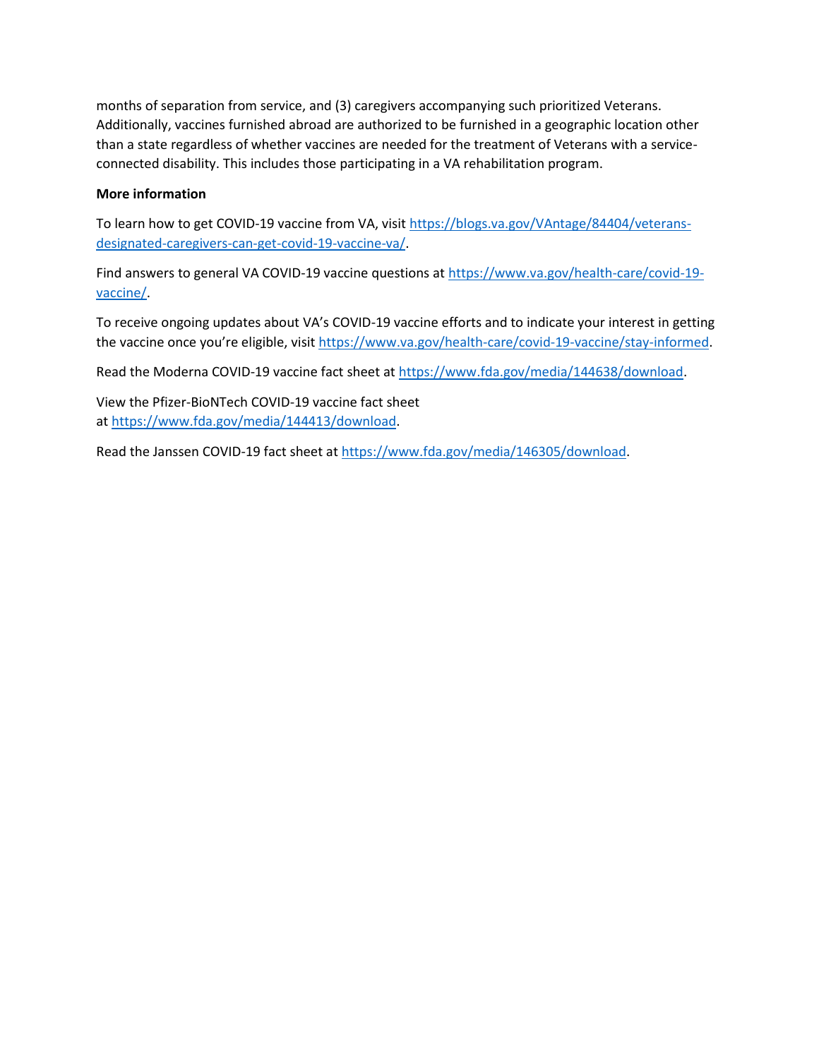months of separation from service, and (3) caregivers accompanying such prioritized Veterans. Additionally, vaccines furnished abroad are authorized to be furnished in a geographic location other than a state regardless of whether vaccines are needed for the treatment of Veterans with a service-connected disability. This includes those participating in a VA rehabilitation program.

**More information**

To learn how to get COVID-19 vaccine from VA, visit [https://blogs.va.gov/VAntage/84404/veterans-designated-caregivers-can-get-covid-19-vaccine-va/](https://blogs.va.gov/VAntage/84404/veterans-designated-caregivers-can-get-covid-19-vaccine-va/).

Find answers to general VA COVID-19 vaccine questions at [https://www.va.gov/health-care/covid-19-vaccine/](https://www.va.gov/health-care/covid-19-vaccine/).

To receive ongoing updates about VA's COVID-19 vaccine efforts and to indicate your interest in getting the vaccine once you're eligible, visit [https://www.va.gov/health-care/covid-19-vaccine/stay-informed](https://www.va.gov/health-care/covid-19-vaccine/stay-informed).

Read the Moderna COVID-19 vaccine fact sheet at [https://www.fda.gov/media/144638/download](https://www.fda.gov/media/144638/download).

View the Pfizer-BioNTech COVID-19 vaccine fact sheet at [https://www.fda.gov/media/144413/download](https://www.fda.gov/media/144413/download).

Read the Janssen COVID-19 fact sheet at [https://www.fda.gov/media/146305/download](https://www.fda.gov/media/146305/download).